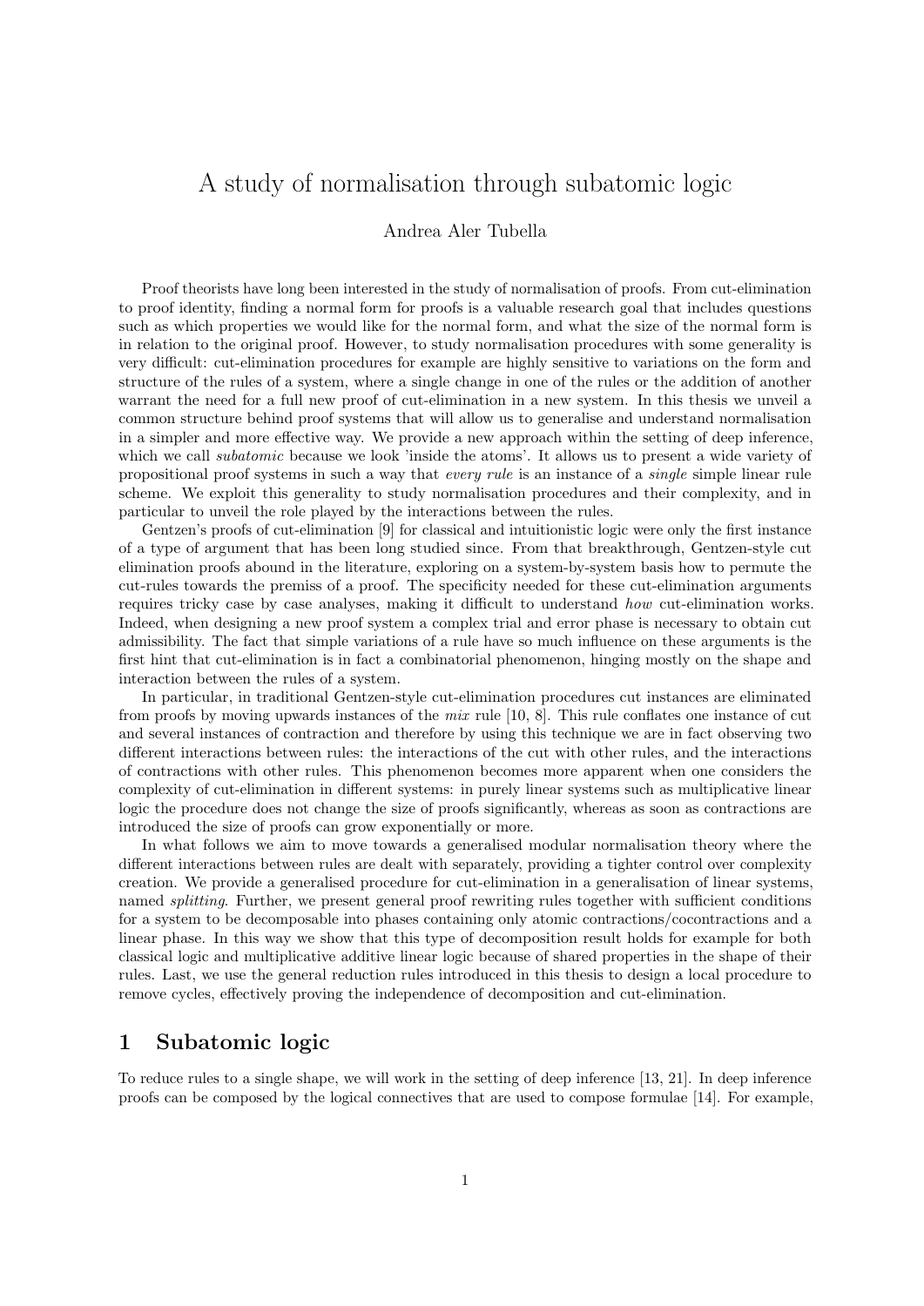# A study of normalisation through subatomic logic

Andrea Aler Tubella

Proof theorists have long been interested in the study of normalisation of proofs. From cut-elimination to proof identity, finding a normal form for proofs is a valuable research goal that includes questions such as which properties we would like for the normal form, and what the size of the normal form is in relation to the original proof. However, to study normalisation procedures with some generality is very difficult: cut-elimination procedures for example are highly sensitive to variations on the form and structure of the rules of a system, where a single change in one of the rules or the addition of another warrant the need for a full new proof of cut-elimination in a new system. In this thesis we unveil a common structure behind proof systems that will allow us to generalise and understand normalisation in a simpler and more effective way. We provide a new approach within the setting of deep inference, which we call *subatomic* because we look 'inside the atoms'. It allows us to present a wide variety of propositional proof systems in such a way that *every rule* is an instance of a *single* simple linear rule scheme. We exploit this generality to study normalisation procedures and their complexity, and in particular to unveil the role played by the interactions between the rules.

Gentzen's proofs of cut-elimination [9] for classical and intuitionistic logic were only the first instance of a type of argument that has been long studied since. From that breakthrough, Gentzen-style cut elimination proofs abound in the literature, exploring on a system-by-system basis how to permute the cut-rules towards the premiss of a proof. The specificity needed for these cut-elimination arguments requires tricky case by case analyses, making it difficult to understand *how* cut-elimination works. Indeed, when designing a new proof system a complex trial and error phase is necessary to obtain cut admissibility. The fact that simple variations of a rule have so much influence on these arguments is the first hint that cut-elimination is in fact a combinatorial phenomenon, hinging mostly on the shape and interaction between the rules of a system.

In particular, in traditional Gentzen-style cut-elimination procedures cut instances are eliminated from proofs by moving upwards instances of the *mix* rule [10, 8]. This rule conflates one instance of cut and several instances of contraction and therefore by using this technique we are in fact observing two different interactions between rules: the interactions of the cut with other rules, and the interactions of contractions with other rules. This phenomenon becomes more apparent when one considers the complexity of cut-elimination in different systems: in purely linear systems such as multiplicative linear logic the procedure does not change the size of proofs significantly, whereas as soon as contractions are introduced the size of proofs can grow exponentially or more.

In what follows we aim to move towards a generalised modular normalisation theory where the different interactions between rules are dealt with separately, providing a tighter control over complexity creation. We provide a generalised procedure for cut-elimination in a generalisation of linear systems, named *splitting*. Further, we present general proof rewriting rules together with sufficient conditions for a system to be decomposable into phases containing only atomic contractions/cocontractions and a linear phase. In this way we show that this type of decomposition result holds for example for both classical logic and multiplicative additive linear logic because of shared properties in the shape of their rules. Last, we use the general reduction rules introduced in this thesis to design a local procedure to remove cycles, effectively proving the independence of decomposition and cut-elimination.

## 1 Subatomic logic

To reduce rules to a single shape, we will work in the setting of deep inference [13, 21]. In deep inference proofs can be composed by the logical connectives that are used to compose formulae [14]. For example,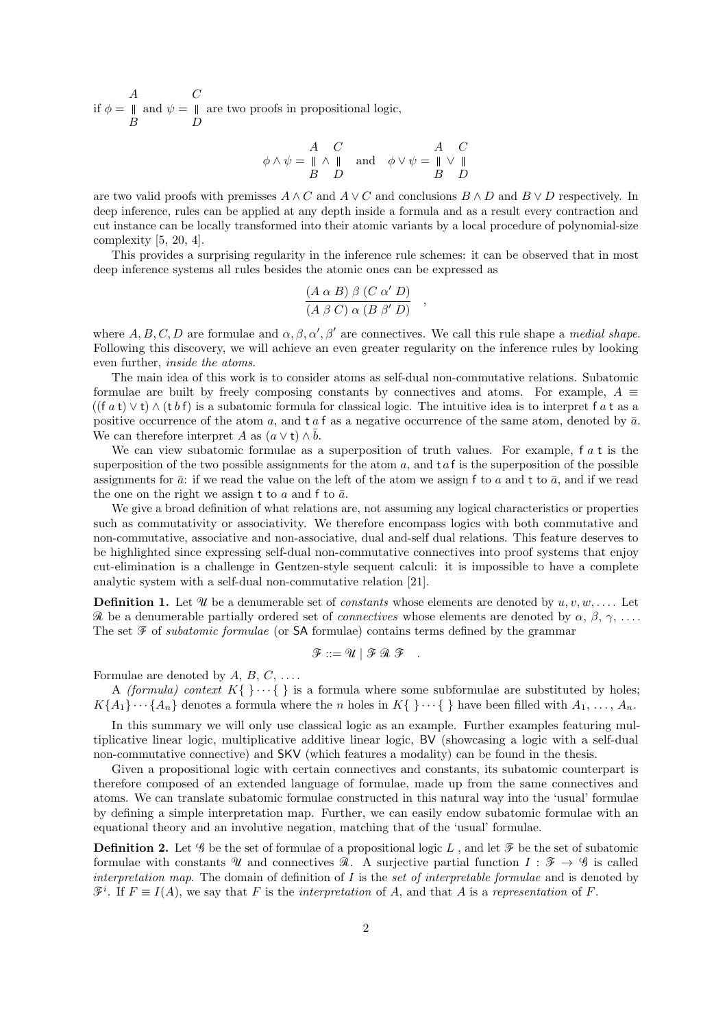if $\phi = \begin{array}{c} A \\ \Vert \\ B \end{array}$ and $\psi = \begin{array}{c} C \\ \Vert \\ D \end{array}$ are two proofs in propositional logic,

$$\phi \wedge \psi = \begin{array}{c} A \\ \Vert \\ B \end{array} \wedge \begin{array}{c} C \\ \Vert \\ D \end{array} \quad \text{and} \quad \phi \vee \psi = \begin{array}{c} A \\ \Vert \\ B \end{array} \vee \begin{array}{c} C \\ \Vert \\ D \end{array}$$

are two valid proofs with premisses $A \wedge C$ and $A \vee C$ and conclusions $B \wedge D$ and $B \vee D$ respectively. In deep inference, rules can be applied at any depth inside a formula and as a result every contraction and cut instance can be locally transformed into their atomic variants by a local procedure of polynomial-size complexity [5, 20, 4].

This provides a surprising regularity in the inference rule schemes: it can be observed that in most deep inference systems all rules besides the atomic ones can be expressed as

$$\frac{(A\ \alpha\ B)\ \beta\ (C\ \alpha'\ D)}{(A\ \beta\ C)\ \alpha\ (B\ \beta'\ D)} \quad ,$$

where $A, B, C, D$ are formulae and $\alpha, \beta, \alpha', \beta'$ are connectives. We call this rule shape a *medial shape*. Following this discovery, we will achieve an even greater regularity on the inference rules by looking even further, *inside the atoms*.

The main idea of this work is to consider atoms as self-dual non-commutative relations. Subatomic formulae are built by freely composing constants by connectives and atoms. For example, $A \equiv ((\mathsf{f}\ a\ \mathsf{t}) \vee \mathsf{t}) \wedge (\mathsf{t}\ b\ \mathsf{f})$ is a subatomic formula for classical logic. The intuitive idea is to interpret $\mathsf{f}\ a\ \mathsf{t}$ as a positive occurrence of the atom $a$, and $\mathsf{t}\ a\ \mathsf{f}$ as a negative occurrence of the same atom, denoted by $\bar{a}$. We can therefore interpret $A$ as $(a \vee \mathsf{t}) \wedge \bar{b}$.

We can view subatomic formulae as a superposition of truth values. For example, $\mathsf{f}\ a\ \mathsf{t}$ is the superposition of the two possible assignments for the atom $a$, and $\mathsf{t}\,a\,\mathsf{f}$ is the superposition of the possible assignments for $\bar{a}$: if we read the value on the left of the atom we assign $\mathsf{f}$ to $a$ and $\mathsf{t}$ to $\bar{a}$, and if we read the one on the right we assign $\mathsf{t}$ to $a$ and $\mathsf{f}$ to $\bar{a}$.

We give a broad definition of what relations are, not assuming any logical characteristics or properties such as commutativity or associativity. We therefore encompass logics with both commutative and non-commutative, associative and non-associative, dual and-self dual relations. This feature deserves to be highlighted since expressing self-dual non-commutative connectives into proof systems that enjoy cut-elimination is a challenge in Gentzen-style sequent calculi: it is impossible to have a complete analytic system with a self-dual non-commutative relation [21].

**Definition 1.** Let $\mathscr{U}$ be a denumerable set of *constants* whose elements are denoted by $u, v, w, \ldots$. Let $\mathscr{R}$ be a denumerable partially ordered set of *connectives* whose elements are denoted by $\alpha,\ \beta,\ \gamma,\ \ldots$. The set $\mathscr{F}$ of *subatomic formulae* (or SA formulae) contains terms defined by the grammar

$$\mathscr{F} ::= \mathscr{U} \mid \mathscr{F}\ \mathscr{R}\ \mathscr{F} \quad .$$

Formulae are denoted by $A,\ B,\ C,\ \ldots$.

A *(formula) context* $K\{\ \}\cdots\{\ \}$ is a formula where some subformulae are substituted by holes; $K\{A_1\}\cdots\{A_n\}$ denotes a formula where the $n$ holes in $K\{\ \}\cdots\{\ \}$ have been filled with $A_1,\ \ldots,\ A_n$.

In this summary we will only use classical logic as an example. Further examples featuring multiplicative linear logic, multiplicative additive linear logic, BV (showcasing a logic with a self-dual non-commutative connective) and SKV (which features a modality) can be found in the thesis.

Given a propositional logic with certain connectives and constants, its subatomic counterpart is therefore composed of an extended language of formulae, made up from the same connectives and atoms. We can translate subatomic formulae constructed in this natural way into the 'usual' formulae by defining a simple interpretation map. Further, we can easily endow subatomic formulae with an equational theory and an involutive negation, matching that of the 'usual' formulae.

**Definition 2.** Let $\mathscr{G}$ be the set of formulae of a propositional logic $L$ , and let $\mathscr{F}$ be the set of subatomic formulae with constants $\mathscr{U}$ and connectives $\mathscr{R}$. A surjective partial function $I : \mathscr{F} \to \mathscr{G}$ is called *interpretation map*. The domain of definition of $I$ is the *set of interpretable formulae* and is denoted by $\mathscr{F}^i$. If $F \equiv I(A)$, we say that $F$ is the *interpretation* of $A$, and that $A$ is a *representation* of $F$.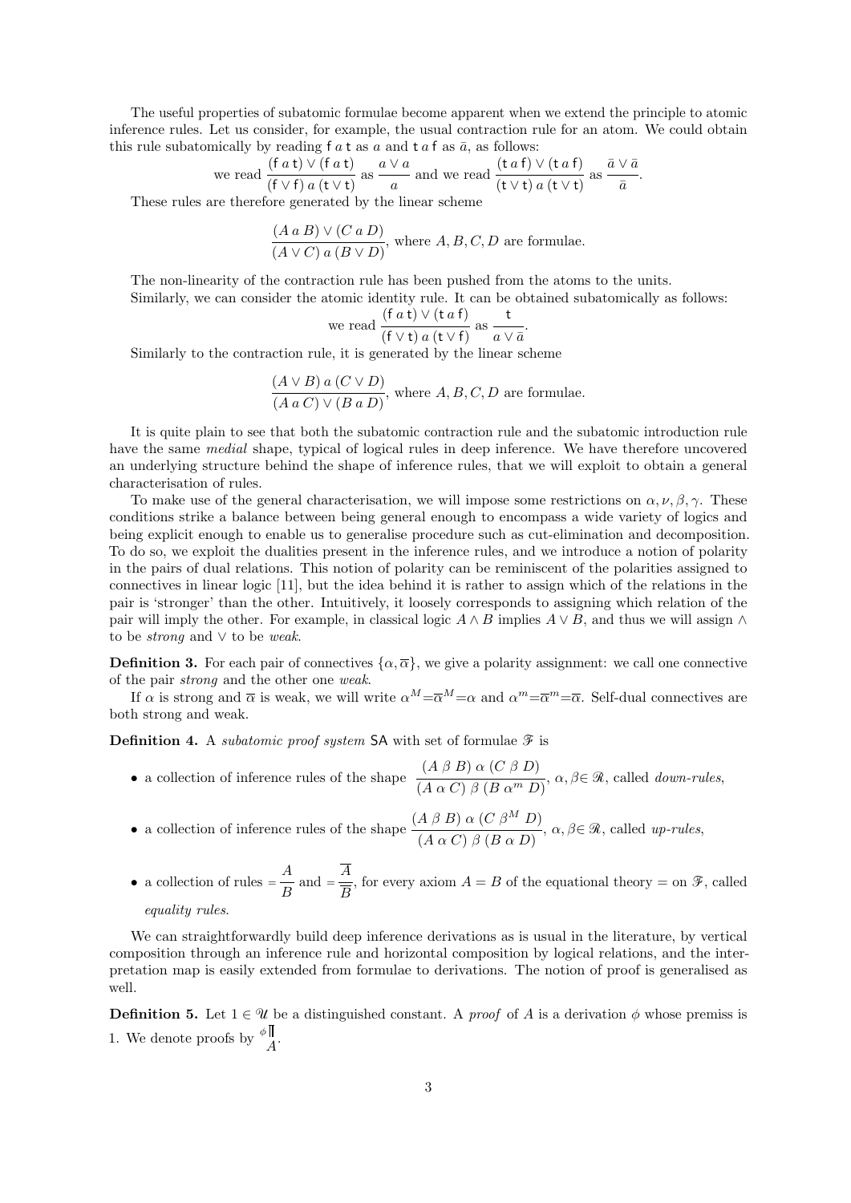The useful properties of subatomic formulae become apparent when we extend the principle to atomic inference rules. Let us consider, for example, the usual contraction rule for an atom. We could obtain this rule subatomically by reading $\mathsf{f}\ a\ \mathsf{t}$ as $a$ and $\mathsf{t}\ a\ \mathsf{f}$ as $\bar{a}$, as follows:

$$\text{we read } \frac{(\mathsf{f}\ a\ \mathsf{t}) \vee (\mathsf{f}\ a\ \mathsf{t})}{(\mathsf{f} \vee \mathsf{f})\ a\ (\mathsf{t} \vee \mathsf{t})} \text{ as } \frac{a \vee a}{a} \text{ and we read } \frac{(\mathsf{t}\ a\ \mathsf{f}) \vee (\mathsf{t}\ a\ \mathsf{f})}{(\mathsf{t} \vee \mathsf{t})\ a\ (\mathsf{f} \vee \mathsf{f})} \text{ as } \frac{\bar{a} \vee \bar{a}}{\bar{a}}.$$

These rules are therefore generated by the linear scheme

$$\frac{(A\ a\ B) \vee (C\ a\ D)}{(A \vee C)\ a\ (B \vee D)}, \text{ where } A, B, C, D \text{ are formulae.}$$

The non-linearity of the contraction rule has been pushed from the atoms to the units.

Similarly, we can consider the atomic identity rule. It can be obtained subatomically as follows:

$$\text{we read } \frac{(\mathsf{f}\ a\ \mathsf{t}) \vee (\mathsf{t}\ a\ \mathsf{f})}{(\mathsf{f} \vee \mathsf{t})\ a\ (\mathsf{t} \vee \mathsf{f})} \text{ as } \frac{\mathsf{t}}{a \vee \bar{a}}.$$

Similarly to the contraction rule, it is generated by the linear scheme

$$\frac{(A \vee B)\ a\ (C \vee D)}{(A\ a\ C) \vee (B\ a\ D)}, \text{ where } A, B, C, D \text{ are formulae.}$$

It is quite plain to see that both the subatomic contraction rule and the subatomic introduction rule have the same *medial* shape, typical of logical rules in deep inference. We have therefore uncovered an underlying structure behind the shape of inference rules, that we will exploit to obtain a general characterisation of rules.

To make use of the general characterisation, we will impose some restrictions on $\alpha, \nu, \beta, \gamma$. These conditions strike a balance between being general enough to encompass a wide variety of logics and being explicit enough to enable us to generalise procedure such as cut-elimination and decomposition. To do so, we exploit the dualities present in the inference rules, and we introduce a notion of polarity in the pairs of dual relations. This notion of polarity can be reminiscent of the polarities assigned to connectives in linear logic [11], but the idea behind it is rather to assign which of the relations in the pair is 'stronger' than the other. Intuitively, it loosely corresponds to assigning which relation of the pair will imply the other. For example, in classical logic $A \wedge B$ implies $A \vee B$, and thus we will assign $\wedge$ to be *strong* and $\vee$ to be *weak*.

**Definition 3.** For each pair of connectives $\{\alpha, \overline{\alpha}\}$, we give a polarity assignment: we call one connective of the pair *strong* and the other one *weak*.

If $\alpha$ is strong and $\overline{\alpha}$ is weak, we will write $\alpha^M = \overline{\alpha}^M = \alpha$ and $\alpha^m = \overline{\alpha}^m = \overline{\alpha}$. Self-dual connectives are both strong and weak.

**Definition 4.** A *subatomic proof system* $\mathsf{SA}$ with set of formulae $\mathscr{F}$ is

- a collection of inference rules of the shape $\dfrac{(A\ \beta\ B)\ \alpha\ (C\ \beta\ D)}{(A\ \alpha\ C)\ \beta\ (B\ \alpha^m\ D)}$, $\alpha, \beta \in \mathscr{R}$, called *down-rules*,
- a collection of inference rules of the shape $\dfrac{(A\ \beta\ B)\ \alpha\ (C\ \beta^M\ D)}{(A\ \alpha\ C)\ \beta\ (B\ \alpha\ D)}$, $\alpha, \beta \in \mathscr{R}$, called *up-rules*,
- a collection of rules $= \dfrac{A}{B}$ and $= \dfrac{\overline{A}}{\overline{B}}$, for every axiom $A = B$ of the equational theory $=$ on $\mathscr{F}$, called *equality rules*.

We can straightforwardly build deep inference derivations as is usual in the literature, by vertical composition through an inference rule and horizontal composition by logical relations, and the interpretation map is easily extended from formulae to derivations. The notion of proof is generalised as well.

**Definition 5.** Let $1 \in \mathscr{U}$ be a distinguished constant. A *proof* of $A$ is a derivation $\phi$ whose premiss is 1. We denote proofs by $\overset{\phi \Vert}{A}$.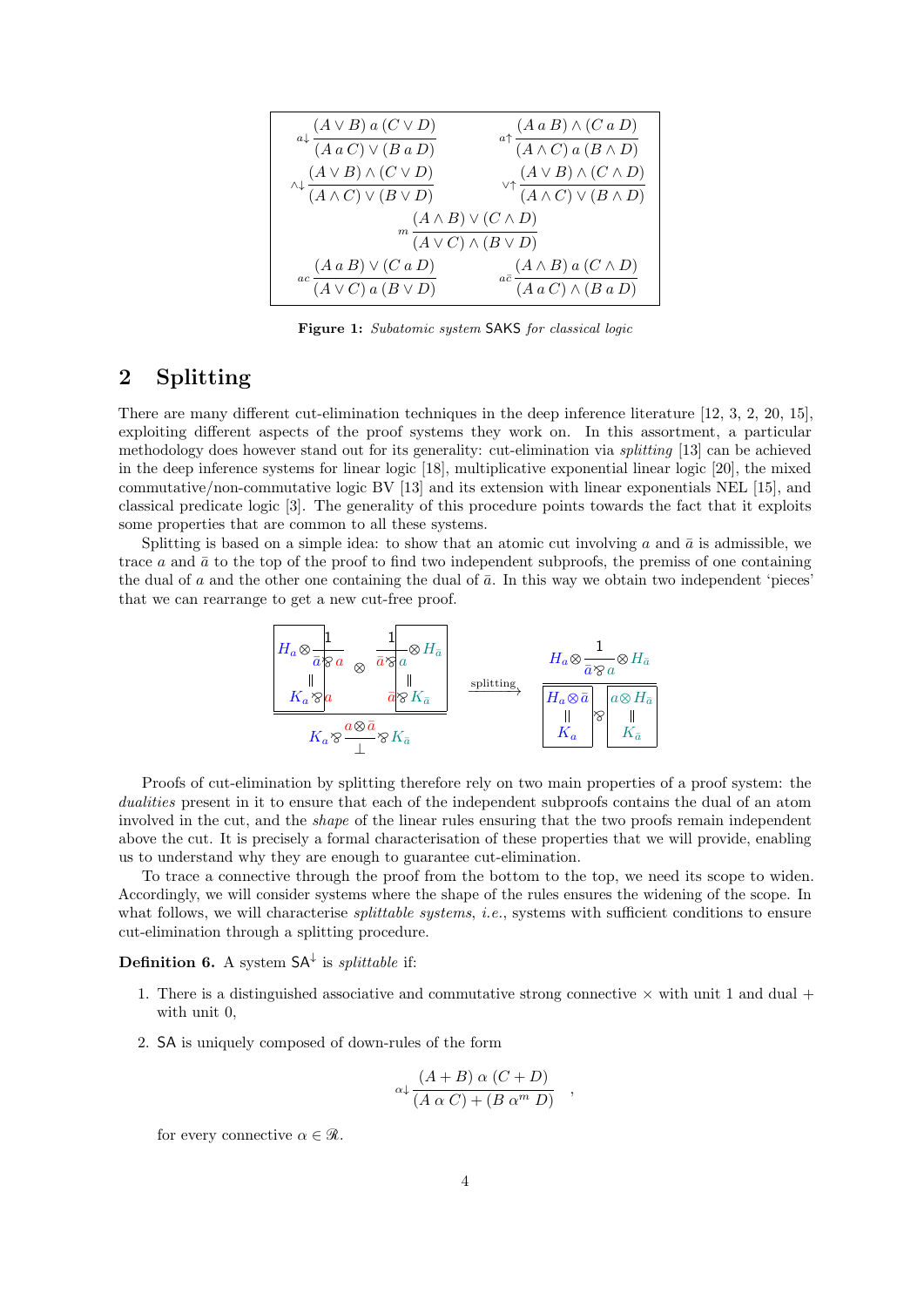$$
\begin{array}{cc}
a\downarrow \dfrac{(A \vee B)\; a\; (C \vee D)}{(A\; a\; C) \vee (B\; a\; D)} & a\uparrow \dfrac{(A\; a\; B) \wedge (C\; a\; D)}{(A \wedge C)\; a\; (B \wedge D)} \\[2ex]
\wedge\downarrow \dfrac{(A \vee B) \wedge (C \vee D)}{(A \wedge C) \vee (B \vee D)} & \vee\uparrow \dfrac{(A \vee B) \wedge (C \wedge D)}{(A \wedge C) \vee (B \wedge D)} \\[2ex]
\multicolumn{2}{c}{m \dfrac{(A \wedge B) \vee (C \wedge D)}{(A \vee C) \wedge (B \vee D)}} \\[2ex]
ac \dfrac{(A\; a\; B) \vee (C\; a\; D)}{(A \vee C)\; a\; (B \vee D)} & a\bar{c} \dfrac{(A \wedge B)\; a\; (C \wedge D)}{(A\; a\; C) \wedge (B\; a\; D)}
\end{array}
$$

**Figure 1:** *Subatomic system* SAKS *for classical logic*

## 2 Splitting

There are many different cut-elimination techniques in the deep inference literature [12, 3, 2, 20, 15], exploiting different aspects of the proof systems they work on. In this assortment, a particular methodology does however stand out for its generality: cut-elimination via *splitting* [13] can be achieved in the deep inference systems for linear logic [18], multiplicative exponential linear logic [20], the mixed commutative/non-commutative logic BV [13] and its extension with linear exponentials NEL [15], and classical predicate logic [3]. The generality of this procedure points towards the fact that it exploits some properties that are common to all these systems.

Splitting is based on a simple idea: to show that an atomic cut involving $a$ and $\bar{a}$ is admissible, we trace $a$ and $\bar{a}$ to the top of the proof to find two independent subproofs, the premiss of one containing the dual of $a$ and the other one containing the dual of $\bar{a}$. In this way we obtain two independent 'pieces' that we can rearrange to get a new cut-free proof.

$$
\dfrac{\boxed{\begin{array}{c} H_a \otimes \dfrac{1}{\bar{a} \parr a} \\ \| \\ K_a \parr a \end{array}} \otimes \boxed{\begin{array}{c} \dfrac{1}{\bar{a} \parr a} \otimes H_{\bar{a}} \\ \| \\ \bar{a} \parr K_{\bar{a}} \end{array}}}{K_a \parr \dfrac{a \otimes \bar{a}}{\bot} \parr K_{\bar{a}}}
\quad \xrightarrow{\text{splitting}} \quad
\dfrac{H_a \otimes \dfrac{1}{\bar{a} \parr a} \otimes H_{\bar{a}}}{\boxed{\begin{array}{c} H_a \otimes \bar{a} \\ \| \\ K_a \end{array}} \parr \boxed{\begin{array}{c} a \otimes H_{\bar{a}} \\ \| \\ K_{\bar{a}} \end{array}}}
$$

Proofs of cut-elimination by splitting therefore rely on two main properties of a proof system: the *dualities* present in it to ensure that each of the independent subproofs contains the dual of an atom involved in the cut, and the *shape* of the linear rules ensuring that the two proofs remain independent above the cut. It is precisely a formal characterisation of these properties that we will provide, enabling us to understand why they are enough to guarantee cut-elimination.

To trace a connective through the proof from the bottom to the top, we need its scope to widen. Accordingly, we will consider systems where the shape of the rules ensures the widening of the scope. In what follows, we will characterise *splittable systems*, *i.e.*, systems with sufficient conditions to ensure cut-elimination through a splitting procedure.

**Definition 6.** A system $\mathsf{SA}^{\downarrow}$ is *splittable* if:

1. There is a distinguished associative and commutative strong connective $\times$ with unit 1 and dual $+$ with unit 0,
2. SA is uniquely composed of down-rules of the form

$$
\alpha\downarrow \dfrac{(A + B)\ \alpha\ (C + D)}{(A\ \alpha\ C) + (B\ \alpha^m\ D)} \quad ,
$$

for every connective $\alpha \in \mathscr{R}$.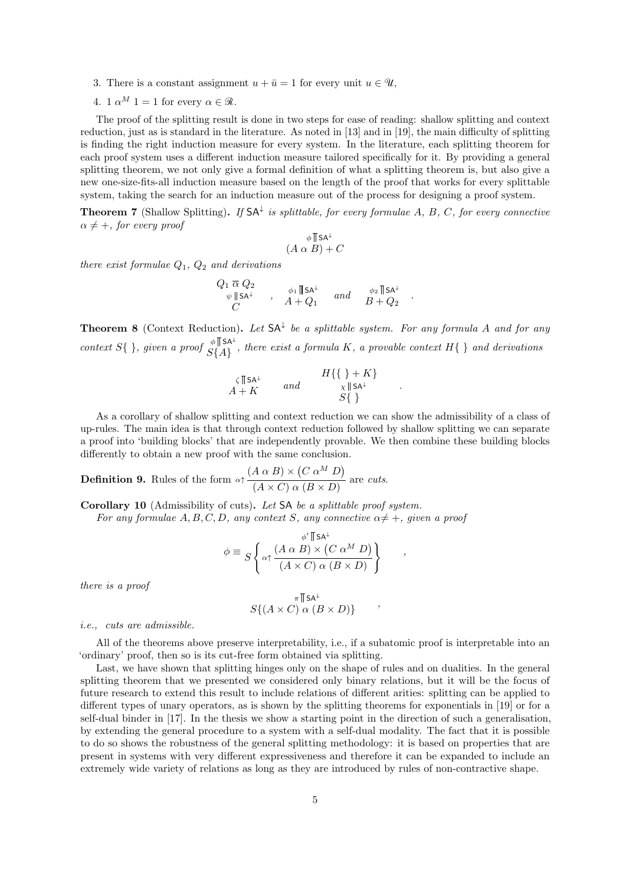3. There is a constant assignment $u + \bar{u} = 1$ for every unit $u \in \mathscr{U}$,
4. $1 \; \alpha^M \; 1 = 1$ for every $\alpha \in \mathscr{R}$.

The proof of the splitting result is done in two steps for ease of reading: shallow splitting and context reduction, just as is standard in the literature. As noted in [13] and in [19], the main difficulty of splitting is finding the right induction measure for every system. In the literature, each splitting theorem for each proof system uses a different induction measure tailored specifically for it. By providing a general splitting theorem, we not only give a formal definition of what a splitting theorem is, but also give a new one-size-fits-all induction measure based on the length of the proof that works for every splittable system, taking the search for an induction measure out of the process for designing a proof system.

**Theorem 7** (Shallow Splitting)**.** *If $\mathsf{SA}^{\downarrow}$ is splittable, for every formulae $A$, $B$, $C$, for every connective $\alpha \neq +$, for every proof*

$$\begin{array}{c} {\scriptstyle \phi}\,\Vert\,{\scriptstyle \mathsf{SA}^{\downarrow}} \\ (A \;\alpha\; B) + C \end{array}$$

*there exist formulae $Q_1$, $Q_2$ and derivations*

$$\begin{array}{c} Q_1 \;\overline{\alpha}\; Q_2 \\ {\scriptstyle \psi}\,\Vert\,{\scriptstyle \mathsf{SA}^{\downarrow}} \\ C \end{array} \quad , \quad \begin{array}{c} {\scriptstyle \phi_1}\,\Vert\,{\scriptstyle \mathsf{SA}^{\downarrow}} \\ A + Q_1 \end{array} \quad \text{and} \quad \begin{array}{c} {\scriptstyle \phi_2}\,\Vert\,{\scriptstyle \mathsf{SA}^{\downarrow}} \\ B + Q_2 \end{array} \quad .$$

**Theorem 8** (Context Reduction)**.** *Let $\mathsf{SA}^{\downarrow}$ be a splittable system. For any formula $A$ and for any context $S\{\ \}$, given a proof $\begin{array}{c} {\scriptstyle \phi}\,\Vert\,{\scriptstyle \mathsf{SA}^{\downarrow}} \\ S\{A\} \end{array}$, there exist a formula $K$, a provable context $H\{\ \}$ and derivations*

$$\begin{array}{c} {\scriptstyle \varsigma}\,\Vert\,{\scriptstyle \mathsf{SA}^{\downarrow}} \\ A + K \end{array} \quad \text{and} \quad \begin{array}{c} H\{\{\ \} + K\} \\ {\scriptstyle \chi}\,\Vert\,{\scriptstyle \mathsf{SA}^{\downarrow}} \\ S\{\ \} \end{array} \quad .$$

As a corollary of shallow splitting and context reduction we can show the admissibility of a class of up-rules. The main idea is that through context reduction followed by shallow splitting we can separate a proof into 'building blocks' that are independently provable. We then combine these building blocks differently to obtain a new proof with the same conclusion.

**Definition 9.** Rules of the form $\alpha\!\uparrow \dfrac{(A \;\alpha\; B) \times \left(C \;\alpha^M\; D\right)}{(A \times C) \;\alpha\; (B \times D)}$ are *cuts.*

**Corollary 10** (Admissibility of cuts)**.** *Let $\mathsf{SA}$ be a splittable proof system.*
*For any formulae $A, B, C, D$, any context $S$, any connective $\alpha \neq +$, given a proof*

$$\phi \equiv S\left\{ \begin{array}{c} {\scriptstyle \phi'}\,\Vert\,{\scriptstyle \mathsf{SA}^{\downarrow}} \\ \alpha\!\uparrow \dfrac{(A \;\alpha\; B) \times \left(C \;\alpha^M\; D\right)}{(A \times C) \;\alpha\; (B \times D)} \end{array} \right\} \quad ,$$

*there is a proof*

$$\begin{array}{c} {\scriptstyle \pi}\,\Vert\,{\scriptstyle \mathsf{SA}^{\downarrow}} \\ S\{(A \times C) \;\alpha\; (B \times D)\} \end{array} \quad ,$$

*i.e., cuts are admissible.*

All of the theorems above preserve interpretability, i.e., if a subatomic proof is interpretable into an 'ordinary' proof, then so is its cut-free form obtained via splitting.

Last, we have shown that splitting hinges only on the shape of rules and on dualities. In the general splitting theorem that we presented we considered only binary relations, but it will be the focus of future research to extend this result to include relations of different arities: splitting can be applied to different types of unary operators, as is shown by the splitting theorems for exponentials in [19] or for a self-dual binder in [17]. In the thesis we show a starting point in the direction of such a generalisation, by extending the general procedure to a system with a self-dual modality. The fact that it is possible to do so shows the robustness of the general splitting methodology: it is based on properties that are present in systems with very different expressiveness and therefore it can be expanded to include an extremely wide variety of relations as long as they are introduced by rules of non-contractive shape.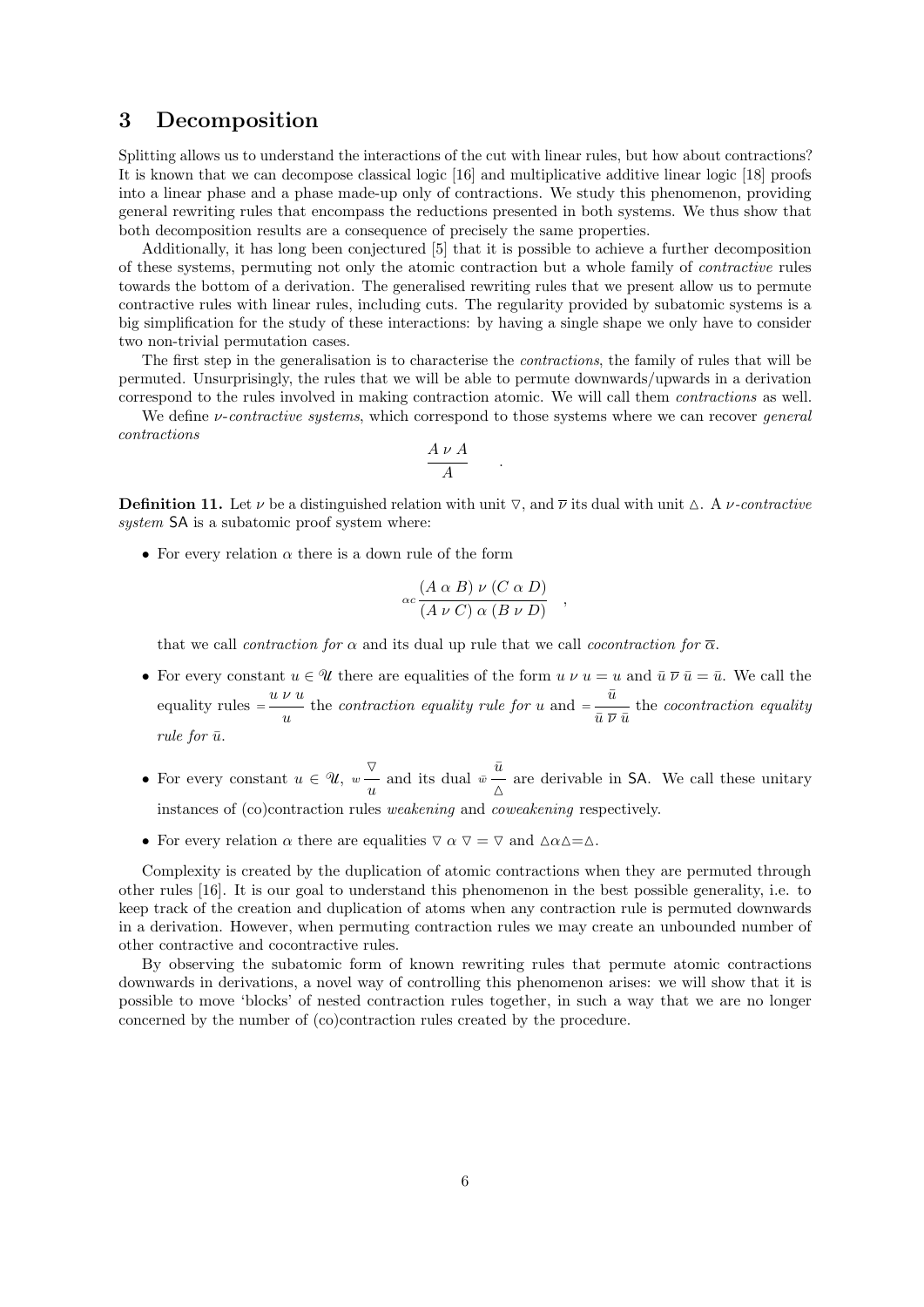# 3 Decomposition

Splitting allows us to understand the interactions of the cut with linear rules, but how about contractions? It is known that we can decompose classical logic [16] and multiplicative additive linear logic [18] proofs into a linear phase and a phase made-up only of contractions. We study this phenomenon, providing general rewriting rules that encompass the reductions presented in both systems. We thus show that both decomposition results are a consequence of precisely the same properties.

Additionally, it has long been conjectured [5] that it is possible to achieve a further decomposition of these systems, permuting not only the atomic contraction but a whole family of *contractive* rules towards the bottom of a derivation. The generalised rewriting rules that we present allow us to permute contractive rules with linear rules, including cuts. The regularity provided by subatomic systems is a big simplification for the study of these interactions: by having a single shape we only have to consider two non-trivial permutation cases.

The first step in the generalisation is to characterise the *contractions*, the family of rules that will be permuted. Unsurprisingly, the rules that we will be able to permute downwards/upwards in a derivation correspond to the rules involved in making contraction atomic. We will call them *contractions* as well.

We define $\nu$*-contractive systems*, which correspond to those systems where we can recover *general contractions*

$$\frac{A \; \nu \; A}{A} \quad .$$

**Definition 11.** Let $\nu$ be a distinguished relation with unit $\triangledown$, and $\overline{\nu}$ its dual with unit $\triangle$. A $\nu$*-contractive system* $\mathsf{SA}$ is a subatomic proof system where:

- For every relation $\alpha$ there is a down rule of the form

$$\alpha c \, \frac{(A \; \alpha \; B) \; \nu \; (C \; \alpha \; D)}{(A \; \nu \; C) \; \alpha \; (B \; \nu \; D)} \quad ,$$

  that we call *contraction for* $\alpha$ and its dual up rule that we call *cocontraction for* $\overline{\alpha}$.

- For every constant $u \in \mathcal{U}$ there are equalities of the form $u \; \nu \; u = u$ and $\bar{u} \; \overline{\nu} \; \bar{u} = \bar{u}$. We call the equality rules $= \frac{u \; \nu \; u}{u}$ the *contraction equality rule for* $u$ and $= \frac{\bar{u}}{\bar{u} \; \overline{\nu} \; \bar{u}}$ the *cocontraction equality rule for* $\bar{u}$.

- For every constant $u \in \mathcal{U}$, $w \, \frac{\triangledown}{u}$ and its dual $\bar{w} \, \frac{\bar{u}}{\triangle}$ are derivable in $\mathsf{SA}$. We call these unitary instances of (co)contraction rules *weakening* and *coweakening* respectively.

- For every relation $\alpha$ there are equalities $\triangledown \; \alpha \; \triangledown = \triangledown$ and $\triangle \alpha \triangle = \triangle$.

Complexity is created by the duplication of atomic contractions when they are permuted through other rules [16]. It is our goal to understand this phenomenon in the best possible generality, i.e. to keep track of the creation and duplication of atoms when any contraction rule is permuted downwards in a derivation. However, when permuting contraction rules we may create an unbounded number of other contractive and cocontractive rules.

By observing the subatomic form of known rewriting rules that permute atomic contractions downwards in derivations, a novel way of controlling this phenomenon arises: we will show that it is possible to move 'blocks' of nested contraction rules together, in such a way that we are no longer concerned by the number of (co)contraction rules created by the procedure.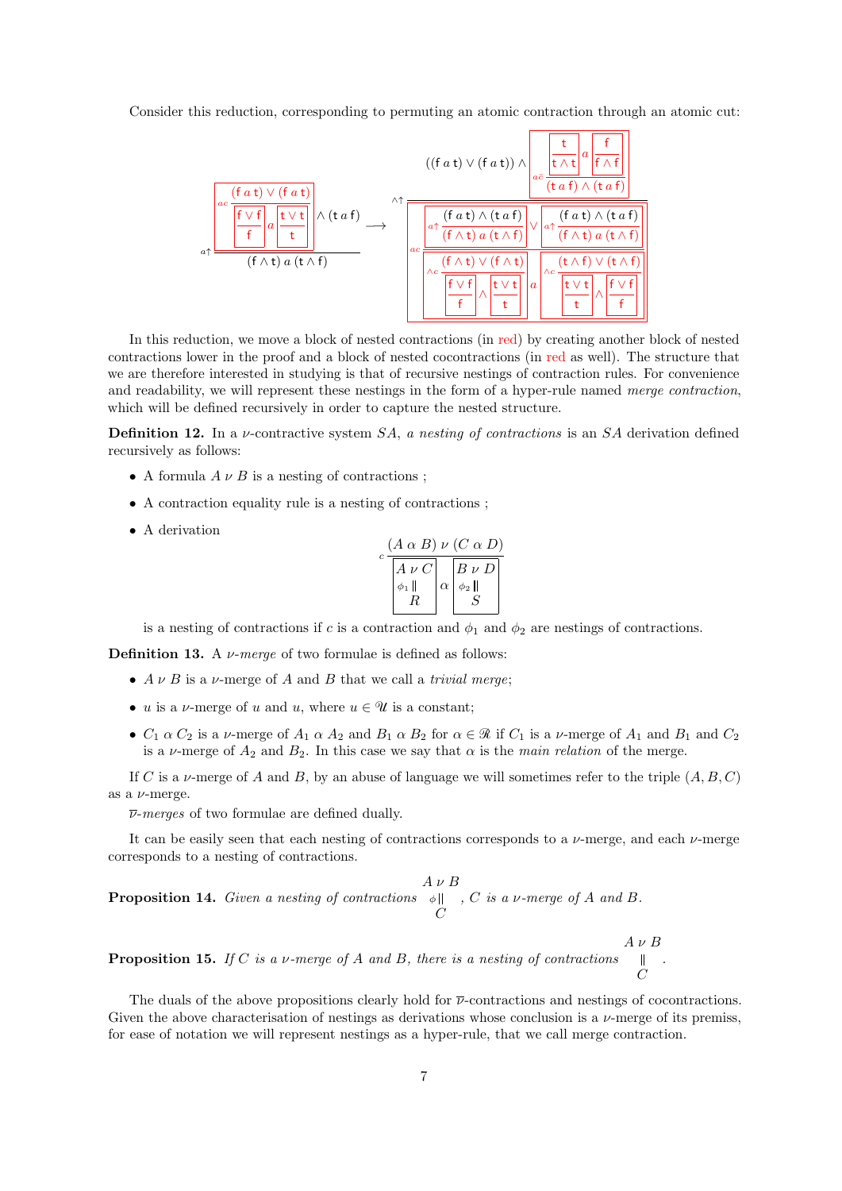Consider this reduction, corresponding to permuting an atomic contraction through an atomic cut:

$$
a{\uparrow}\,\dfrac{\boxed{ac\,\dfrac{(\mathsf{f}\;a\;\mathsf{t}) \vee (\mathsf{f}\;a\;\mathsf{t})}{\boxed{\dfrac{\mathsf{f}\vee\mathsf{f}}{\mathsf{f}}}\;a\;\boxed{\dfrac{\mathsf{t}\vee\mathsf{t}}{\mathsf{t}}}}} \wedge (\mathsf{t}\;a\;\mathsf{f})}{(\mathsf{f}\wedge\mathsf{t})\;a\;(\mathsf{t}\wedge\mathsf{f})}
\;\longrightarrow\;
\wedge{\uparrow}\,\dfrac{((\mathsf{f}\;a\;\mathsf{t}) \vee (\mathsf{f}\;a\;\mathsf{t})) \wedge \boxed{a\bar{c}\,\dfrac{\boxed{\dfrac{\mathsf{t}}{\mathsf{t}\wedge\mathsf{t}}}\;a\;\boxed{\dfrac{\mathsf{f}}{\mathsf{f}\wedge\mathsf{f}}}}{(\mathsf{t}\;a\;\mathsf{f})\wedge(\mathsf{t}\;a\;\mathsf{f})}}}{\boxed{ac\,\dfrac{\boxed{a{\uparrow}\,\dfrac{(\mathsf{f}\;a\;\mathsf{t})\wedge(\mathsf{t}\;a\;\mathsf{f})}{(\mathsf{f}\wedge\mathsf{t})\;a\;(\mathsf{t}\wedge\mathsf{f})}} \vee \boxed{a{\uparrow}\,\dfrac{(\mathsf{f}\;a\;\mathsf{t})\wedge(\mathsf{t}\;a\;\mathsf{f})}{(\mathsf{f}\wedge\mathsf{t})\;a\;(\mathsf{t}\wedge\mathsf{f})}}}{\boxed{\wedge c\,\dfrac{(\mathsf{f}\wedge\mathsf{t})\vee(\mathsf{f}\wedge\mathsf{t})}{\boxed{\dfrac{\mathsf{f}\vee\mathsf{f}}{\mathsf{f}}}\wedge\boxed{\dfrac{\mathsf{t}\vee\mathsf{t}}{\mathsf{t}}}}}\;a\;\boxed{\wedge c\,\dfrac{(\mathsf{t}\wedge\mathsf{f})\vee(\mathsf{t}\wedge\mathsf{f})}{\boxed{\dfrac{\mathsf{t}\vee\mathsf{t}}{\mathsf{t}}}\wedge\boxed{\dfrac{\mathsf{f}\vee\mathsf{f}}{\mathsf{f}}}}}}}}
$$

In this reduction, we move a block of nested contractions (in red) by creating another block of nested contractions lower in the proof and a block of nested cocontractions (in red as well). The structure that we are therefore interested in studying is that of recursive nestings of contraction rules. For convenience and readability, we will represent these nestings in the form of a hyper-rule named *merge contraction*, which will be defined recursively in order to capture the nested structure.

**Definition 12.** In a $\nu$-contractive system $SA$, *a nesting of contractions* is an $SA$ derivation defined recursively as follows:

- A formula $A\;\nu\;B$ is a nesting of contractions ;
- A contraction equality rule is a nesting of contractions ;
- A derivation

$$
c\,\dfrac{(A\;\alpha\;B)\;\nu\;(C\;\alpha\;D)}{\boxed{\begin{array}{c}A\;\nu\;C\\ \phi_1\,\Vert\\ R\end{array}}\;\alpha\;\boxed{\begin{array}{c}B\;\nu\;D\\ \phi_2\,\Vert\\ S\end{array}}}
$$

  is a nesting of contractions if $c$ is a contraction and $\phi_1$ and $\phi_2$ are nestings of contractions.

**Definition 13.** A *$\nu$-merge* of two formulae is defined as follows:

- $A\;\nu\;B$ is a $\nu$-merge of $A$ and $B$ that we call a *trivial merge*;
- $u$ is a $\nu$-merge of $u$ and $u$, where $u \in \mathcal{U}$ is a constant;
- $C_1\;\alpha\;C_2$ is a $\nu$-merge of $A_1\;\alpha\;A_2$ and $B_1\;\alpha\;B_2$ for $\alpha \in \mathcal{R}$ if $C_1$ is a $\nu$-merge of $A_1$ and $B_1$ and $C_2$ is a $\nu$-merge of $A_2$ and $B_2$. In this case we say that $\alpha$ is the *main relation* of the merge.

If $C$ is a $\nu$-merge of $A$ and $B$, by an abuse of language we will sometimes refer to the triple $(A, B, C)$ as a $\nu$-merge.

*$\overline{\nu}$-merges* of two formulae are defined dually.

It can be easily seen that each nesting of contractions corresponds to a $\nu$-merge, and each $\nu$-merge corresponds to a nesting of contractions.

**Proposition 14.** *Given a nesting of contractions* $\begin{array}{c}A\;\nu\;B\\ \phi\,\Vert\\ C\end{array}$ *, $C$ is a $\nu$-merge of $A$ and $B$.*

**Proposition 15.** *If $C$ is a $\nu$-merge of $A$ and $B$, there is a nesting of contractions* $\begin{array}{c}A\;\nu\;B\\ \Vert\\ C\end{array}$ .

The duals of the above propositions clearly hold for $\overline{\nu}$-contractions and nestings of cocontractions. Given the above characterisation of nestings as derivations whose conclusion is a $\nu$-merge of its premiss, for ease of notation we will represent nestings as a hyper-rule, that we call merge contraction.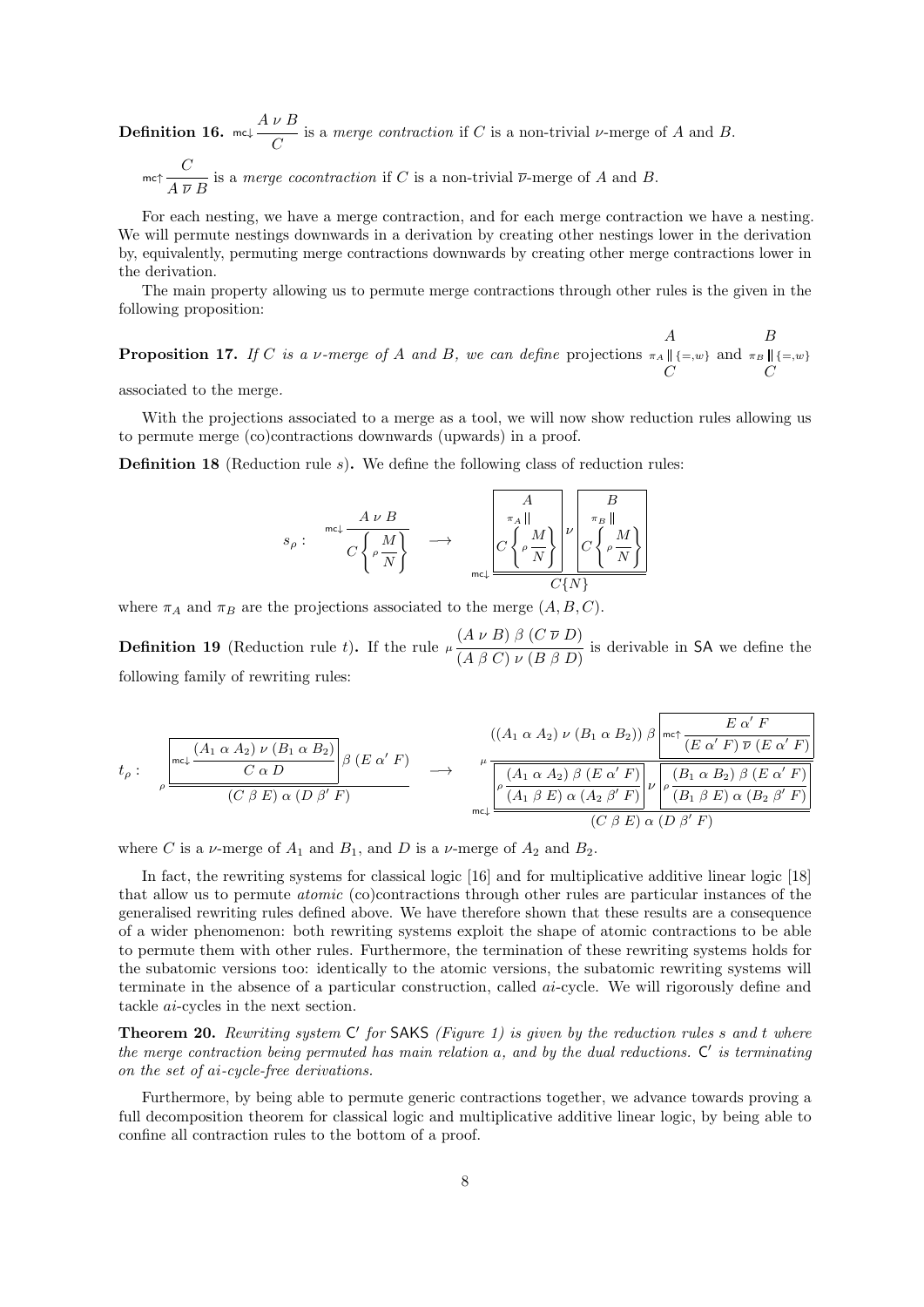**Definition 16.** $\mathsf{mc}\!\downarrow \dfrac{A \;\nu\; B}{C}$ is a *merge contraction* if $C$ is a non-trivial $\nu$-merge of $A$ and $B$.

$\mathsf{mc}\!\uparrow \dfrac{C}{A \;\overline{\nu}\; B}$ is a *merge cocontraction* if $C$ is a non-trivial $\overline{\nu}$-merge of $A$ and $B$.

For each nesting, we have a merge contraction, and for each merge contraction we have a nesting. We will permute nestings downwards in a derivation by creating other nestings lower in the derivation by, equivalently, permuting merge contractions downwards by creating other merge contractions lower in the derivation.

The main property allowing us to permute merge contractions through other rules is the given in the following proposition:

**Proposition 17.** *If $C$ is a $\nu$-merge of $A$ and $B$, we can define* projections $\begin{array}{c} A \\ \pi_A \,\| \{=,w\} \\ C \end{array}$ and $\begin{array}{c} B \\ \pi_B \,\| \{=,w\} \\ C \end{array}$ associated to the merge.

With the projections associated to a merge as a tool, we will now show reduction rules allowing us to permute merge (co)contractions downwards (upwards) in a proof.

**Definition 18** (Reduction rule $s$)**.** We define the following class of reduction rules:

$$s_\rho : \quad \mathsf{mc}\!\downarrow \frac{A \;\nu\; B}{C\left\{ \rho \dfrac{M}{N} \right\}} \quad \longrightarrow \quad \mathsf{mc}\!\downarrow \frac{\boxed{\begin{array}{c} A \\ \pi_A \,\| \\ C\left\{ \rho \dfrac{M}{N} \right\} \end{array}} \;\nu\; \boxed{\begin{array}{c} B \\ \pi_B \,\| \\ C\left\{ \rho \dfrac{M}{N} \right\} \end{array}}}{C\{N\}}$$

where $\pi_A$ and $\pi_B$ are the projections associated to the merge $(A, B, C)$.

**Definition 19** (Reduction rule $t$)**.** If the rule $\mu \dfrac{(A \;\nu\; B) \;\beta\; (C \;\overline{\nu}\; D)}{(A \;\beta\; C) \;\nu\; (B \;\beta\; D)}$ is derivable in $\mathsf{SA}$ we define the following family of rewriting rules:

$$t_\rho : \quad \rho \frac{\boxed{\mathsf{mc}\!\downarrow \dfrac{(A_1 \;\alpha\; A_2) \;\nu\; (B_1 \;\alpha\; B_2)}{C \;\alpha\; D}} \;\beta\; (E \;\alpha'\; F)}{(C \;\beta\; E) \;\alpha\; (D \;\beta'\; F)} \quad \longrightarrow \quad \mathsf{mc}\!\downarrow \frac{\mu \dfrac{((A_1 \;\alpha\; A_2) \;\nu\; (B_1 \;\alpha\; B_2)) \;\beta\; \boxed{\mathsf{mc}\!\uparrow \dfrac{E \;\alpha'\; F}{(E \;\alpha'\; F) \;\overline{\nu}\; (E \;\alpha'\; F)}}}{\boxed{\rho \dfrac{(A_1 \;\alpha\; A_2) \;\beta\; (E \;\alpha'\; F)}{(A_1 \;\beta\; E) \;\alpha\; (A_2 \;\beta'\; F)}} \;\nu\; \boxed{\rho \dfrac{(B_1 \;\alpha\; B_2) \;\beta\; (E \;\alpha'\; F)}{(B_1 \;\beta\; E) \;\alpha\; (B_2 \;\beta'\; F)}}}}{(C \;\beta\; E) \;\alpha\; (D \;\beta'\; F)}$$

where $C$ is a $\nu$-merge of $A_1$ and $B_1$, and $D$ is a $\nu$-merge of $A_2$ and $B_2$.

In fact, the rewriting systems for classical logic [16] and for multiplicative additive linear logic [18] that allow us to permute *atomic* (co)contractions through other rules are particular instances of the generalised rewriting rules defined above. We have therefore shown that these results are a consequence of a wider phenomenon: both rewriting systems exploit the shape of atomic contractions to be able to permute them with other rules. Furthermore, the termination of these rewriting systems holds for the subatomic versions too: identically to the atomic versions, the subatomic rewriting systems will terminate in the absence of a particular construction, called *ai*-cycle. We will rigorously define and tackle *ai*-cycles in the next section.

**Theorem 20.** *Rewriting system $\mathsf{C}'$ for $\mathsf{SAKS}$ (Figure 1) is given by the reduction rules $s$ and $t$ where the merge contraction being permuted has main relation $a$, and by the dual reductions. $\mathsf{C}'$ is terminating on the set of ai-cycle-free derivations.*

Furthermore, by being able to permute generic contractions together, we advance towards proving a full decomposition theorem for classical logic and multiplicative additive linear logic, by being able to confine all contraction rules to the bottom of a proof.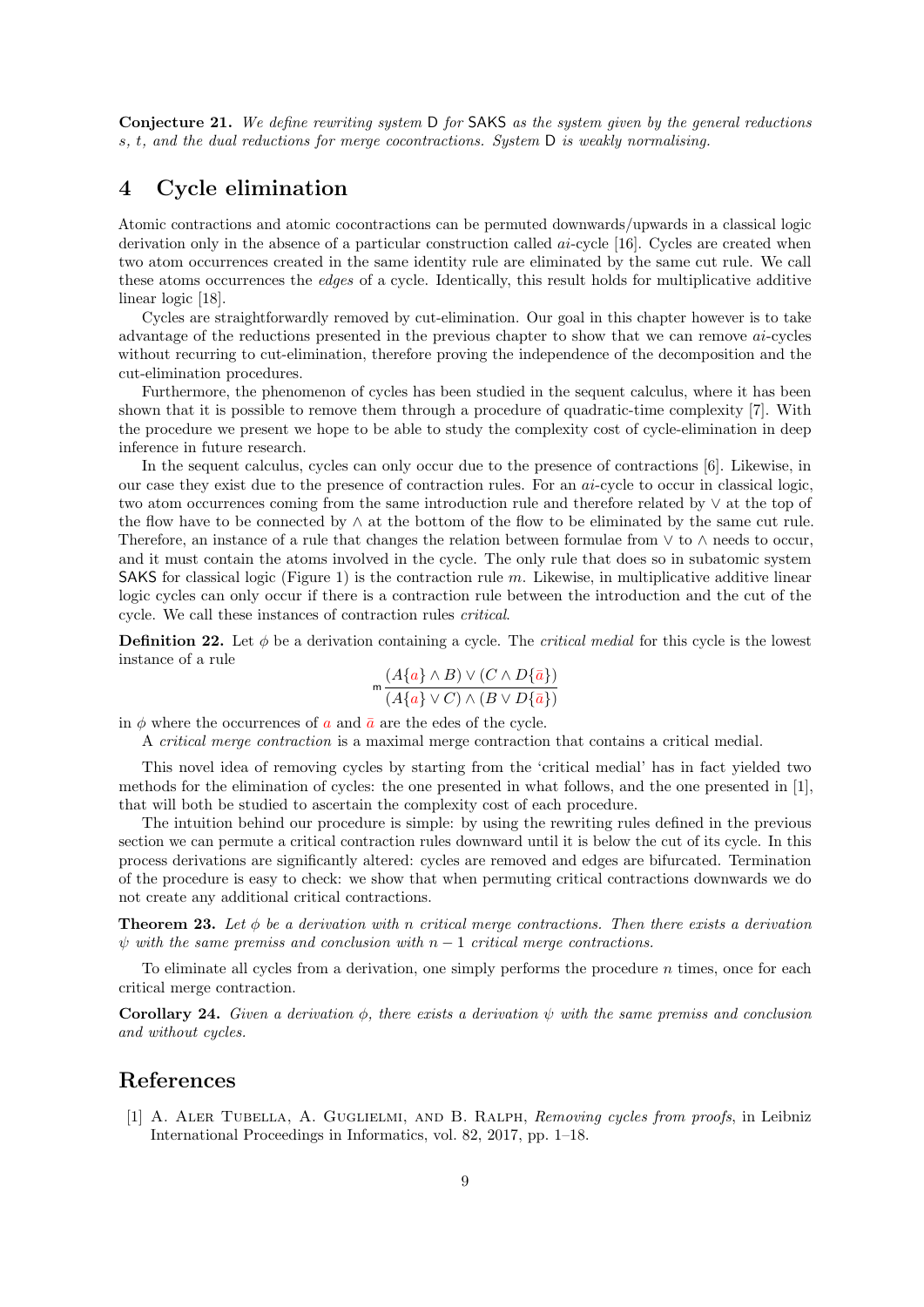**Conjecture 21.** *We define rewriting system* D *for* SAKS *as the system given by the general reductions s, t, and the dual reductions for merge cocontractions. System* D *is weakly normalising.*

## 4 Cycle elimination

Atomic contractions and atomic cocontractions can be permuted downwards/upwards in a classical logic derivation only in the absence of a particular construction called *ai*-cycle [16]. Cycles are created when two atom occurrences created in the same identity rule are eliminated by the same cut rule. We call these atoms occurrences the *edges* of a cycle. Identically, this result holds for multiplicative additive linear logic [18].

Cycles are straightforwardly removed by cut-elimination. Our goal in this chapter however is to take advantage of the reductions presented in the previous chapter to show that we can remove *ai*-cycles without recurring to cut-elimination, therefore proving the independence of the decomposition and the cut-elimination procedures.

Furthermore, the phenomenon of cycles has been studied in the sequent calculus, where it has been shown that it is possible to remove them through a procedure of quadratic-time complexity [7]. With the procedure we present we hope to be able to study the complexity cost of cycle-elimination in deep inference in future research.

In the sequent calculus, cycles can only occur due to the presence of contractions [6]. Likewise, in our case they exist due to the presence of contraction rules. For an *ai*-cycle to occur in classical logic, two atom occurrences coming from the same introduction rule and therefore related by $\vee$ at the top of the flow have to be connected by $\wedge$ at the bottom of the flow to be eliminated by the same cut rule. Therefore, an instance of a rule that changes the relation between formulae from $\vee$ to $\wedge$ needs to occur, and it must contain the atoms involved in the cycle. The only rule that does so in subatomic system SAKS for classical logic (Figure 1) is the contraction rule $m$. Likewise, in multiplicative additive linear logic cycles can only occur if there is a contraction rule between the introduction and the cut of the cycle. We call these instances of contraction rules *critical*.

**Definition 22.** Let $\phi$ be a derivation containing a cycle. The *critical medial* for this cycle is the lowest instance of a rule

$$\mathsf{m}\frac{(A\{a\} \wedge B) \vee (C \wedge D\{\bar{a}\})}{(A\{a\} \vee C) \wedge (B \vee D\{\bar{a}\})}$$

in $\phi$ where the occurrences of $a$ and $\bar{a}$ are the edes of the cycle.

A *critical merge contraction* is a maximal merge contraction that contains a critical medial.

This novel idea of removing cycles by starting from the 'critical medial' has in fact yielded two methods for the elimination of cycles: the one presented in what follows, and the one presented in [1], that will both be studied to ascertain the complexity cost of each procedure.

The intuition behind our procedure is simple: by using the rewriting rules defined in the previous section we can permute a critical contraction rules downward until it is below the cut of its cycle. In this process derivations are significantly altered: cycles are removed and edges are bifurcated. Termination of the procedure is easy to check: we show that when permuting critical contractions downwards we do not create any additional critical contractions.

**Theorem 23.** *Let $\phi$ be a derivation with $n$ critical merge contractions. Then there exists a derivation $\psi$ with the same premiss and conclusion with $n-1$ critical merge contractions.*

To eliminate all cycles from a derivation, one simply performs the procedure $n$ times, once for each critical merge contraction.

**Corollary 24.** *Given a derivation $\phi$, there exists a derivation $\psi$ with the same premiss and conclusion and without cycles.*

## References

[1] A. Aler Tubella, A. Guglielmi, and B. Ralph, *Removing cycles from proofs*, in Leibniz International Proceedings in Informatics, vol. 82, 2017, pp. 1–18.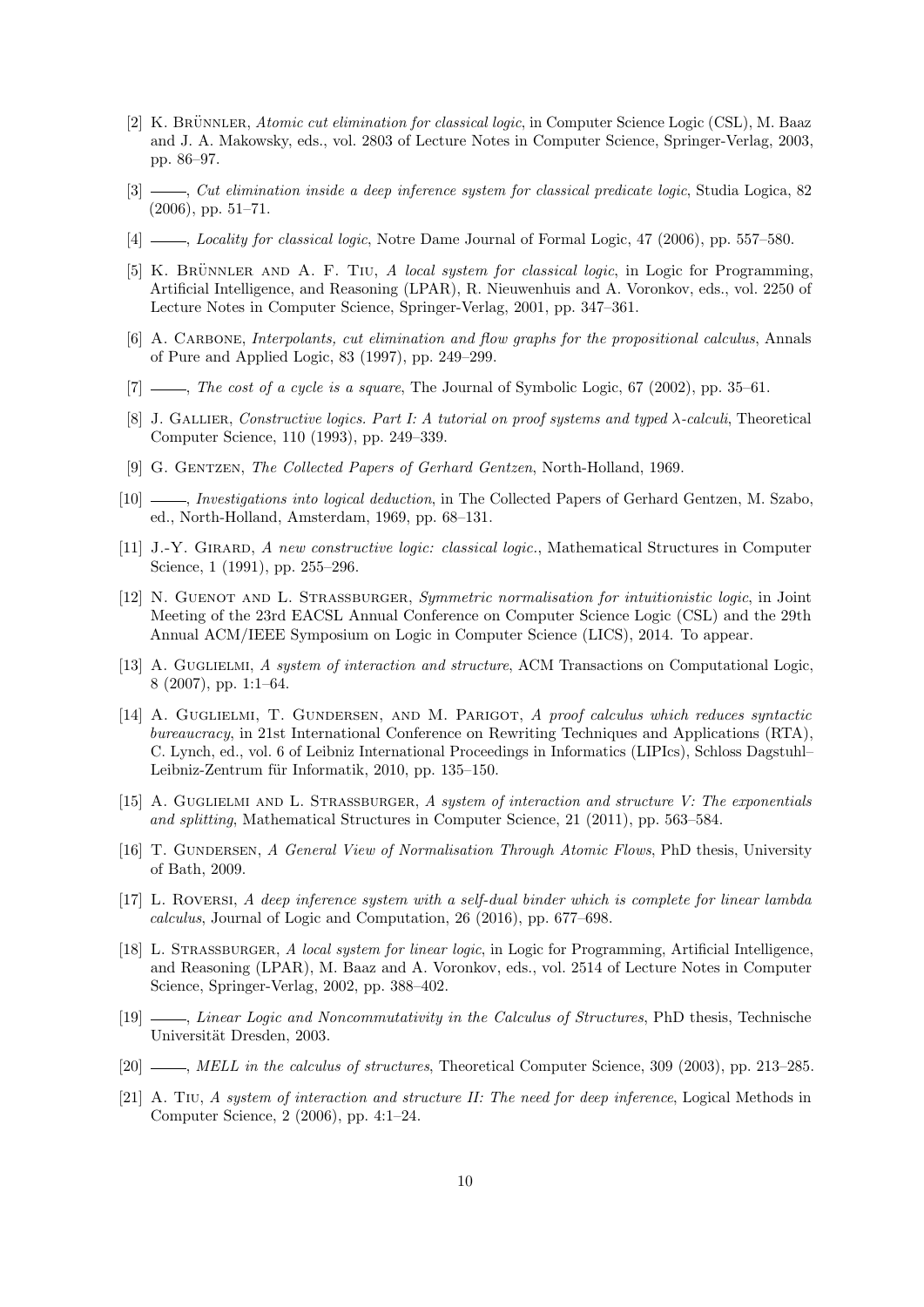[2] K. Brünnler, *Atomic cut elimination for classical logic*, in Computer Science Logic (CSL), M. Baaz and J. A. Makowsky, eds., vol. 2803 of Lecture Notes in Computer Science, Springer-Verlag, 2003, pp. 86–97.

[3] ——, *Cut elimination inside a deep inference system for classical predicate logic*, Studia Logica, 82 (2006), pp. 51–71.

[4] ——, *Locality for classical logic*, Notre Dame Journal of Formal Logic, 47 (2006), pp. 557–580.

[5] K. Brünnler and A. F. Tiu, *A local system for classical logic*, in Logic for Programming, Artificial Intelligence, and Reasoning (LPAR), R. Nieuwenhuis and A. Voronkov, eds., vol. 2250 of Lecture Notes in Computer Science, Springer-Verlag, 2001, pp. 347–361.

[6] A. Carbone, *Interpolants, cut elimination and flow graphs for the propositional calculus*, Annals of Pure and Applied Logic, 83 (1997), pp. 249–299.

[7] ——, *The cost of a cycle is a square*, The Journal of Symbolic Logic, 67 (2002), pp. 35–61.

[8] J. Gallier, *Constructive logics. Part I: A tutorial on proof systems and typed λ-calculi*, Theoretical Computer Science, 110 (1993), pp. 249–339.

[9] G. Gentzen, *The Collected Papers of Gerhard Gentzen*, North-Holland, 1969.

[10] ——, *Investigations into logical deduction*, in The Collected Papers of Gerhard Gentzen, M. Szabo, ed., North-Holland, Amsterdam, 1969, pp. 68–131.

[11] J.-Y. Girard, *A new constructive logic: classical logic.*, Mathematical Structures in Computer Science, 1 (1991), pp. 255–296.

[12] N. Guenot and L. Strassburger, *Symmetric normalisation for intuitionistic logic*, in Joint Meeting of the 23rd EACSL Annual Conference on Computer Science Logic (CSL) and the 29th Annual ACM/IEEE Symposium on Logic in Computer Science (LICS), 2014. To appear.

[13] A. Guglielmi, *A system of interaction and structure*, ACM Transactions on Computational Logic, 8 (2007), pp. 1:1–64.

[14] A. Guglielmi, T. Gundersen, and M. Parigot, *A proof calculus which reduces syntactic bureaucracy*, in 21st International Conference on Rewriting Techniques and Applications (RTA), C. Lynch, ed., vol. 6 of Leibniz International Proceedings in Informatics (LIPIcs), Schloss Dagstuhl–Leibniz-Zentrum für Informatik, 2010, pp. 135–150.

[15] A. Guglielmi and L. Strassburger, *A system of interaction and structure V: The exponentials and splitting*, Mathematical Structures in Computer Science, 21 (2011), pp. 563–584.

[16] T. Gundersen, *A General View of Normalisation Through Atomic Flows*, PhD thesis, University of Bath, 2009.

[17] L. Roversi, *A deep inference system with a self-dual binder which is complete for linear lambda calculus*, Journal of Logic and Computation, 26 (2016), pp. 677–698.

[18] L. Strassburger, *A local system for linear logic*, in Logic for Programming, Artificial Intelligence, and Reasoning (LPAR), M. Baaz and A. Voronkov, eds., vol. 2514 of Lecture Notes in Computer Science, Springer-Verlag, 2002, pp. 388–402.

[19] ——, *Linear Logic and Noncommutativity in the Calculus of Structures*, PhD thesis, Technische Universität Dresden, 2003.

[20] ——, *MELL in the calculus of structures*, Theoretical Computer Science, 309 (2003), pp. 213–285.

[21] A. Tiu, *A system of interaction and structure II: The need for deep inference*, Logical Methods in Computer Science, 2 (2006), pp. 4:1–24.